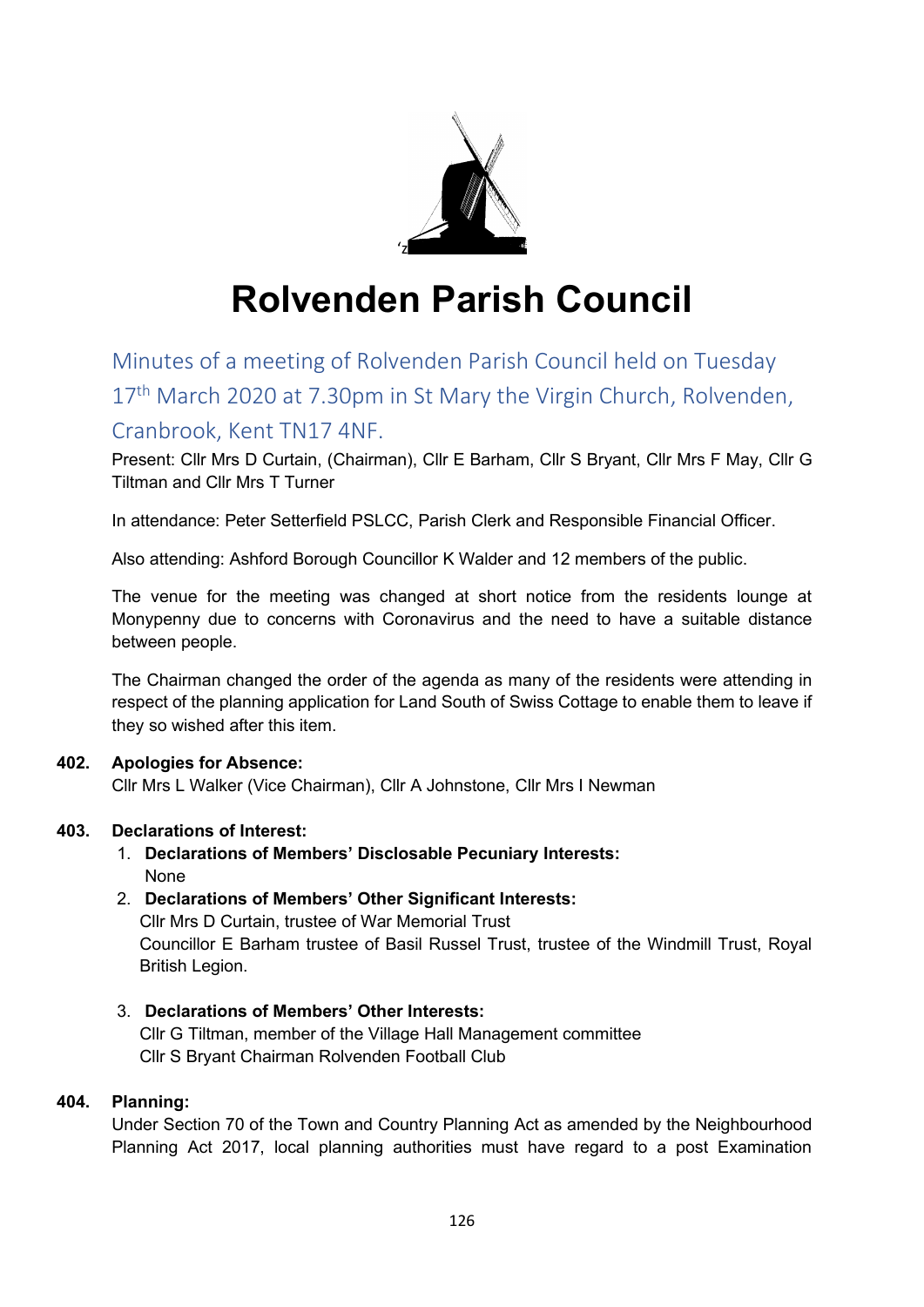# Rolvenden Parish Council

## Minutes of a meeting of Rolvenden Parish Council held on Tuesday 17th March 2020 at 7.30pm in St Mary the Virgin Church, Rolvenden, Cranbrook, Kent TN17 4NF.

Present: Cllr Mrs D Curtain, (Chairman), Cllr E Barham, Cllr S Bryant, Cllr Mrs F May, Cllr G Tiltman and Cllr Mrs T Turner

In attendance: Peter Setterfield PSLCC, Parish Clerk and Responsible Financial Officer.

Also attending: Ashford Borough Councillor K Walder and 12 members of the public.

The venue for the meeting was changed at short notice from the residents lounge at Monypenny due to concerns with Coronavirus and the need to have a suitable distance between people.

The Chairman changed the order of the agenda as many of the residents were attending in respect of the planning application for Land South of Swiss Cottage to enable them to leave if they so wished after this item.

**402. Apologies for Absence:**

Cllr Mrs L Walker (Vice Chairman), Cllr A Johnstone, Cllr Mrs I Newman

**403. Declarations of Interest:**

1. **Declarations of Members' Disclosable Pecuniary Interests:**
   None
2. **Declarations of Members' Other Significant Interests:**
   Cllr Mrs D Curtain, trustee of War Memorial Trust
   Councillor E Barham trustee of Basil Russel Trust, trustee of the Windmill Trust, Royal British Legion.
3. **Declarations of Members' Other Interests:**
   Cllr G Tiltman, member of the Village Hall Management committee
   Cllr S Bryant Chairman Rolvenden Football Club

**404. Planning:**

Under Section 70 of the Town and Country Planning Act as amended by the Neighbourhood Planning Act 2017, local planning authorities must have regard to a post Examination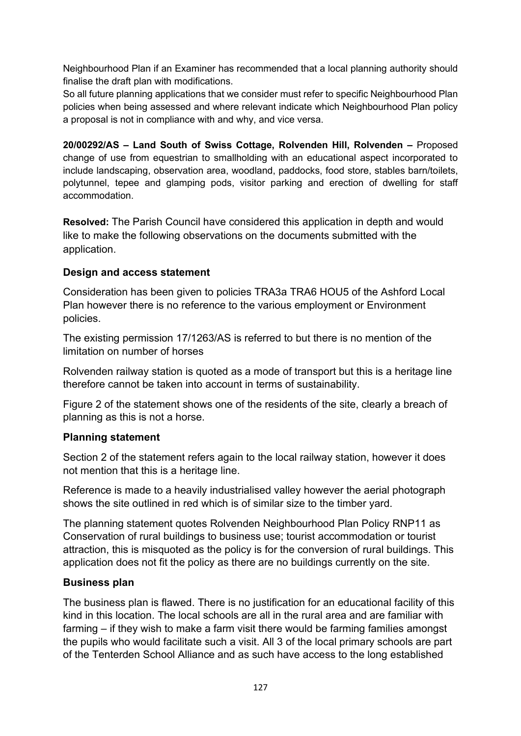Neighbourhood Plan if an Examiner has recommended that a local planning authority should finalise the draft plan with modifications.

So all future planning applications that we consider must refer to specific Neighbourhood Plan policies when being assessed and where relevant indicate which Neighbourhood Plan policy a proposal is not in compliance with and why, and vice versa.

**20/00292/AS – Land South of Swiss Cottage, Rolvenden Hill, Rolvenden –** Proposed change of use from equestrian to smallholding with an educational aspect incorporated to include landscaping, observation area, woodland, paddocks, food store, stables barn/toilets, polytunnel, tepee and glamping pods, visitor parking and erection of dwelling for staff accommodation.

**Resolved:** The Parish Council have considered this application in depth and would like to make the following observations on the documents submitted with the application.

**Design and access statement**

Consideration has been given to policies TRA3a TRA6 HOU5 of the Ashford Local Plan however there is no reference to the various employment or Environment policies.

The existing permission 17/1263/AS is referred to but there is no mention of the limitation on number of horses

Rolvenden railway station is quoted as a mode of transport but this is a heritage line therefore cannot be taken into account in terms of sustainability.

Figure 2 of the statement shows one of the residents of the site, clearly a breach of planning as this is not a horse.

**Planning statement**

Section 2 of the statement refers again to the local railway station, however it does not mention that this is a heritage line.

Reference is made to a heavily industrialised valley however the aerial photograph shows the site outlined in red which is of similar size to the timber yard.

The planning statement quotes Rolvenden Neighbourhood Plan Policy RNP11 as Conservation of rural buildings to business use; tourist accommodation or tourist attraction, this is misquoted as the policy is for the conversion of rural buildings. This application does not fit the policy as there are no buildings currently on the site.

**Business plan**

The business plan is flawed. There is no justification for an educational facility of this kind in this location. The local schools are all in the rural area and are familiar with farming – if they wish to make a farm visit there would be farming families amongst the pupils who would facilitate such a visit. All 3 of the local primary schools are part of the Tenterden School Alliance and as such have access to the long established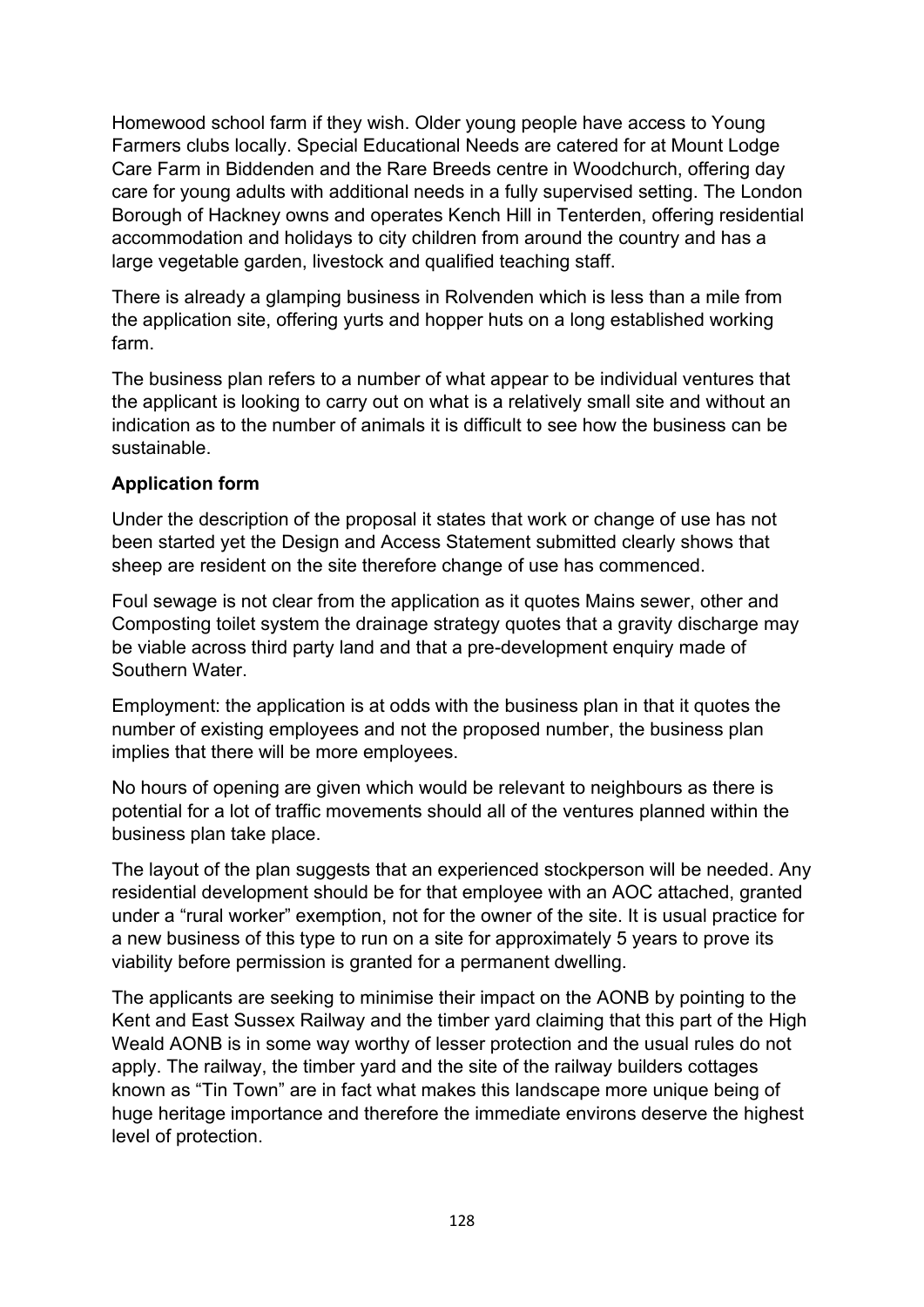Homewood school farm if they wish. Older young people have access to Young Farmers clubs locally. Special Educational Needs are catered for at Mount Lodge Care Farm in Biddenden and the Rare Breeds centre in Woodchurch, offering day care for young adults with additional needs in a fully supervised setting. The London Borough of Hackney owns and operates Kench Hill in Tenterden, offering residential accommodation and holidays to city children from around the country and has a large vegetable garden, livestock and qualified teaching staff.

There is already a glamping business in Rolvenden which is less than a mile from the application site, offering yurts and hopper huts on a long established working farm.

The business plan refers to a number of what appear to be individual ventures that the applicant is looking to carry out on what is a relatively small site and without an indication as to the number of animals it is difficult to see how the business can be sustainable.

**Application form**

Under the description of the proposal it states that work or change of use has not been started yet the Design and Access Statement submitted clearly shows that sheep are resident on the site therefore change of use has commenced.

Foul sewage is not clear from the application as it quotes Mains sewer, other and Composting toilet system the drainage strategy quotes that a gravity discharge may be viable across third party land and that a pre-development enquiry made of Southern Water.

Employment: the application is at odds with the business plan in that it quotes the number of existing employees and not the proposed number, the business plan implies that there will be more employees.

No hours of opening are given which would be relevant to neighbours as there is potential for a lot of traffic movements should all of the ventures planned within the business plan take place.

The layout of the plan suggests that an experienced stockperson will be needed. Any residential development should be for that employee with an AOC attached, granted under a "rural worker" exemption, not for the owner of the site. It is usual practice for a new business of this type to run on a site for approximately 5 years to prove its viability before permission is granted for a permanent dwelling.

The applicants are seeking to minimise their impact on the AONB by pointing to the Kent and East Sussex Railway and the timber yard claiming that this part of the High Weald AONB is in some way worthy of lesser protection and the usual rules do not apply. The railway, the timber yard and the site of the railway builders cottages known as "Tin Town" are in fact what makes this landscape more unique being of huge heritage importance and therefore the immediate environs deserve the highest level of protection.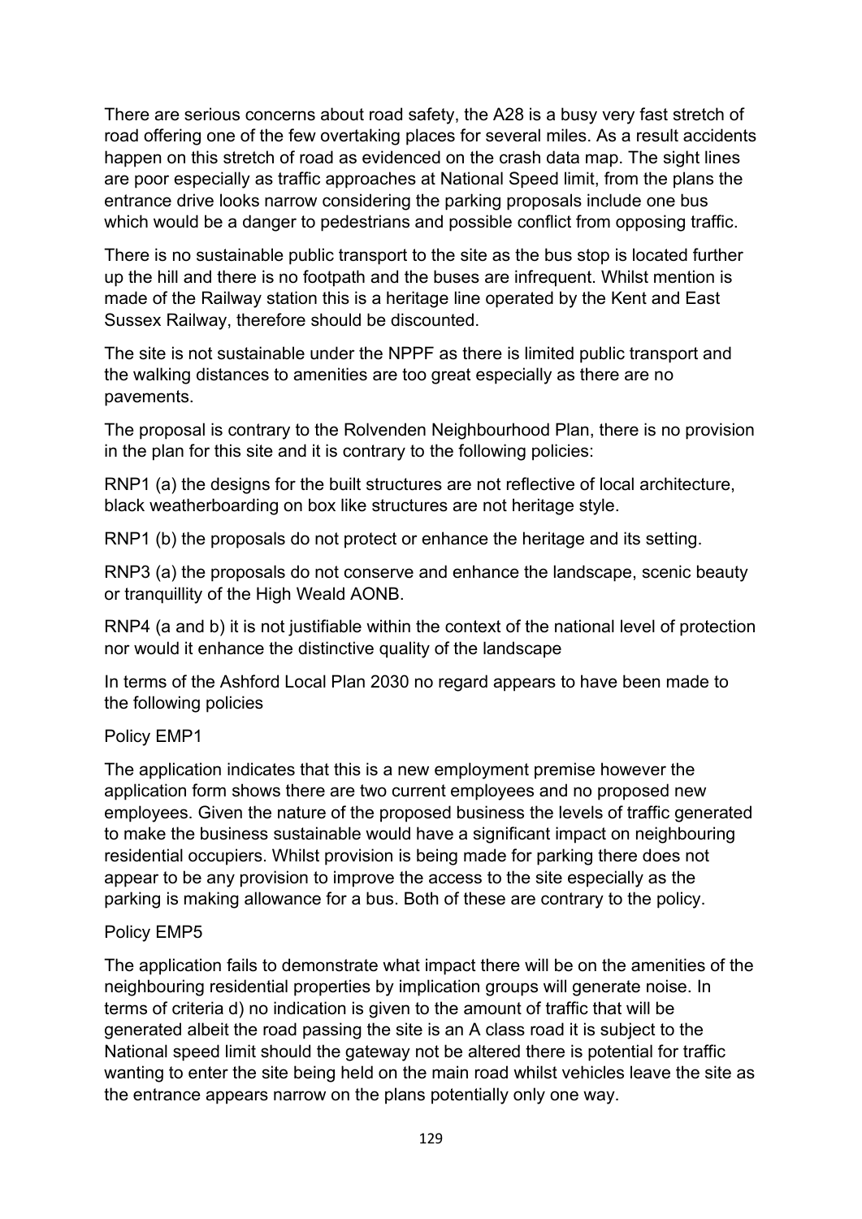There are serious concerns about road safety, the A28 is a busy very fast stretch of road offering one of the few overtaking places for several miles. As a result accidents happen on this stretch of road as evidenced on the crash data map. The sight lines are poor especially as traffic approaches at National Speed limit, from the plans the entrance drive looks narrow considering the parking proposals include one bus which would be a danger to pedestrians and possible conflict from opposing traffic.

There is no sustainable public transport to the site as the bus stop is located further up the hill and there is no footpath and the buses are infrequent. Whilst mention is made of the Railway station this is a heritage line operated by the Kent and East Sussex Railway, therefore should be discounted.

The site is not sustainable under the NPPF as there is limited public transport and the walking distances to amenities are too great especially as there are no pavements.

The proposal is contrary to the Rolvenden Neighbourhood Plan, there is no provision in the plan for this site and it is contrary to the following policies:

RNP1 (a) the designs for the built structures are not reflective of local architecture, black weatherboarding on box like structures are not heritage style.

RNP1 (b) the proposals do not protect or enhance the heritage and its setting.

RNP3 (a) the proposals do not conserve and enhance the landscape, scenic beauty or tranquillity of the High Weald AONB.

RNP4 (a and b) it is not justifiable within the context of the national level of protection nor would it enhance the distinctive quality of the landscape

In terms of the Ashford Local Plan 2030 no regard appears to have been made to the following policies

Policy EMP1

The application indicates that this is a new employment premise however the application form shows there are two current employees and no proposed new employees. Given the nature of the proposed business the levels of traffic generated to make the business sustainable would have a significant impact on neighbouring residential occupiers. Whilst provision is being made for parking there does not appear to be any provision to improve the access to the site especially as the parking is making allowance for a bus. Both of these are contrary to the policy.

Policy EMP5

The application fails to demonstrate what impact there will be on the amenities of the neighbouring residential properties by implication groups will generate noise. In terms of criteria d) no indication is given to the amount of traffic that will be generated albeit the road passing the site is an A class road it is subject to the National speed limit should the gateway not be altered there is potential for traffic wanting to enter the site being held on the main road whilst vehicles leave the site as the entrance appears narrow on the plans potentially only one way.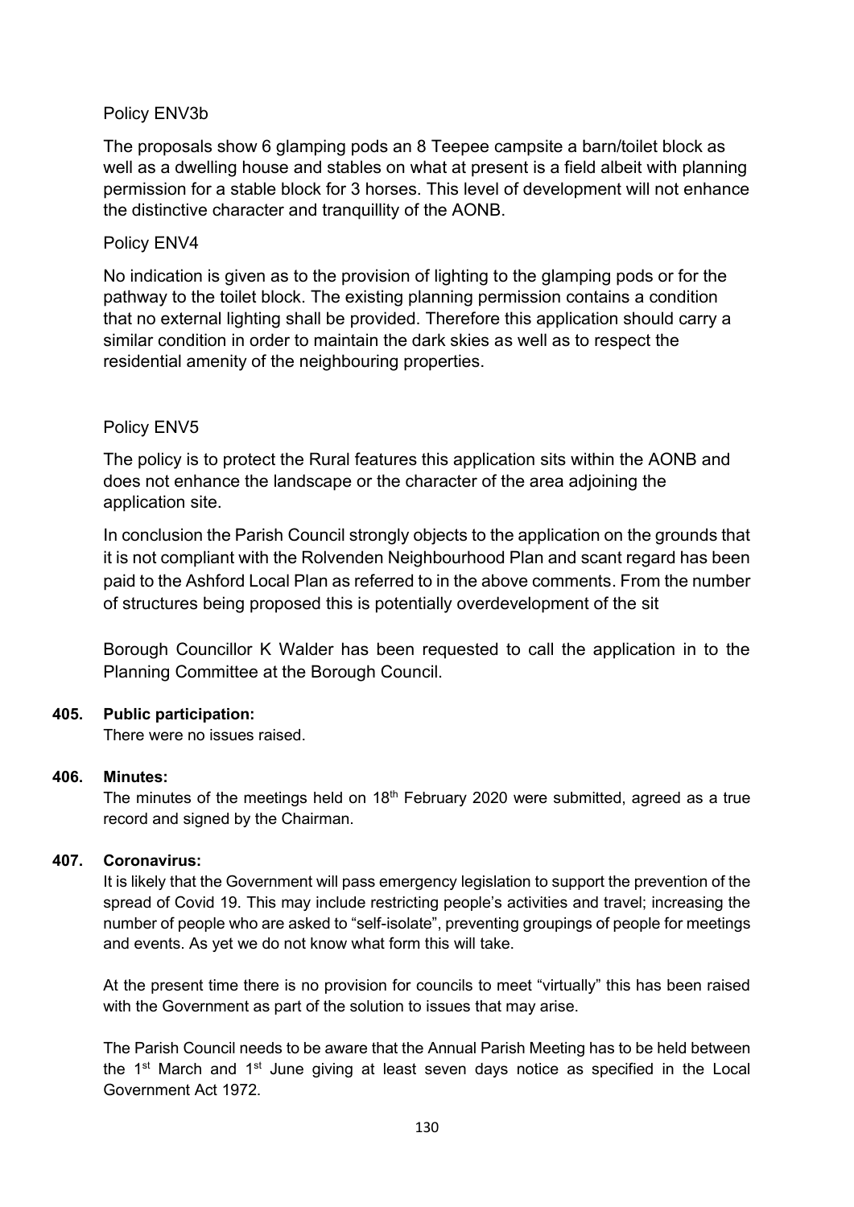Policy ENV3b

The proposals show 6 glamping pods an 8 Teepee campsite a barn/toilet block as well as a dwelling house and stables on what at present is a field albeit with planning permission for a stable block for 3 horses. This level of development will not enhance the distinctive character and tranquillity of the AONB.

Policy ENV4

No indication is given as to the provision of lighting to the glamping pods or for the pathway to the toilet block. The existing planning permission contains a condition that no external lighting shall be provided. Therefore this application should carry a similar condition in order to maintain the dark skies as well as to respect the residential amenity of the neighbouring properties.

Policy ENV5

The policy is to protect the Rural features this application sits within the AONB and does not enhance the landscape or the character of the area adjoining the application site.

In conclusion the Parish Council strongly objects to the application on the grounds that it is not compliant with the Rolvenden Neighbourhood Plan and scant regard has been paid to the Ashford Local Plan as referred to in the above comments. From the number of structures being proposed this is potentially overdevelopment of the sit

Borough Councillor K Walder has been requested to call the application in to the Planning Committee at the Borough Council.

**405. Public participation:**

There were no issues raised.

**406. Minutes:**

The minutes of the meetings held on 18th February 2020 were submitted, agreed as a true record and signed by the Chairman.

**407. Coronavirus:**

It is likely that the Government will pass emergency legislation to support the prevention of the spread of Covid 19. This may include restricting people's activities and travel; increasing the number of people who are asked to "self-isolate", preventing groupings of people for meetings and events. As yet we do not know what form this will take.

At the present time there is no provision for councils to meet "virtually" this has been raised with the Government as part of the solution to issues that may arise.

The Parish Council needs to be aware that the Annual Parish Meeting has to be held between the 1st March and 1st June giving at least seven days notice as specified in the Local Government Act 1972.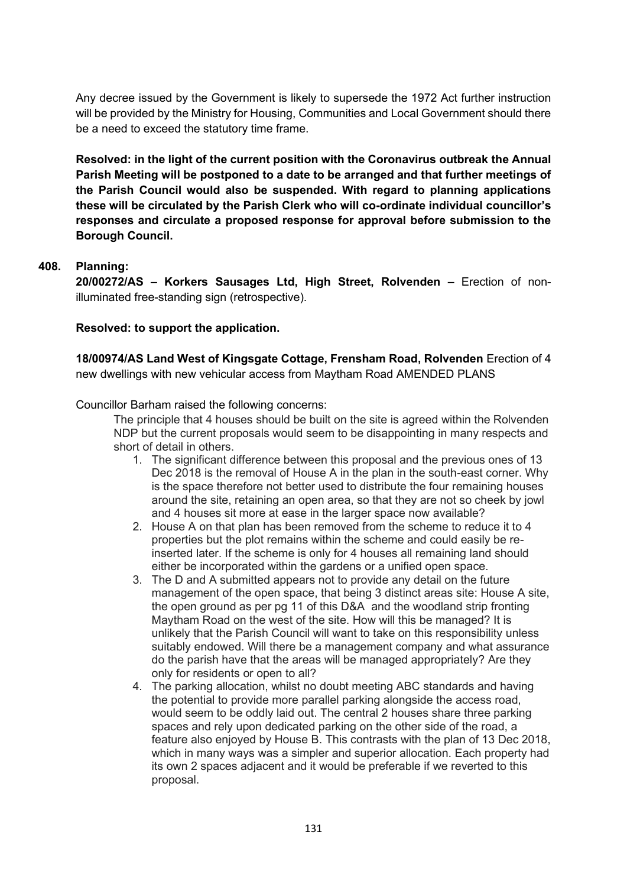Any decree issued by the Government is likely to supersede the 1972 Act further instruction will be provided by the Ministry for Housing, Communities and Local Government should there be a need to exceed the statutory time frame.

**Resolved: in the light of the current position with the Coronavirus outbreak the Annual Parish Meeting will be postponed to a date to be arranged and that further meetings of the Parish Council would also be suspended. With regard to planning applications these will be circulated by the Parish Clerk who will co-ordinate individual councillor's responses and circulate a proposed response for approval before submission to the Borough Council.**

**408. Planning:**

**20/00272/AS – Korkers Sausages Ltd, High Street, Rolvenden –** Erection of non-illuminated free-standing sign (retrospective).

**Resolved: to support the application.**

**18/00974/AS Land West of Kingsgate Cottage, Frensham Road, Rolvenden** Erection of 4 new dwellings with new vehicular access from Maytham Road AMENDED PLANS

Councillor Barham raised the following concerns:

The principle that 4 houses should be built on the site is agreed within the Rolvenden NDP but the current proposals would seem to be disappointing in many respects and short of detail in others.

1. The significant difference between this proposal and the previous ones of 13 Dec 2018 is the removal of House A in the plan in the south-east corner. Why is the space therefore not better used to distribute the four remaining houses around the site, retaining an open area, so that they are not so cheek by jowl and 4 houses sit more at ease in the larger space now available?
2. House A on that plan has been removed from the scheme to reduce it to 4 properties but the plot remains within the scheme and could easily be re-inserted later. If the scheme is only for 4 houses all remaining land should either be incorporated within the gardens or a unified open space.
3. The D and A submitted appears not to provide any detail on the future management of the open space, that being 3 distinct areas site: House A site, the open ground as per pg 11 of this D&A and the woodland strip fronting Maytham Road on the west of the site. How will this be managed? It is unlikely that the Parish Council will want to take on this responsibility unless suitably endowed. Will there be a management company and what assurance do the parish have that the areas will be managed appropriately? Are they only for residents or open to all?
4. The parking allocation, whilst no doubt meeting ABC standards and having the potential to provide more parallel parking alongside the access road, would seem to be oddly laid out. The central 2 houses share three parking spaces and rely upon dedicated parking on the other side of the road, a feature also enjoyed by House B. This contrasts with the plan of 13 Dec 2018, which in many ways was a simpler and superior allocation. Each property had its own 2 spaces adjacent and it would be preferable if we reverted to this proposal.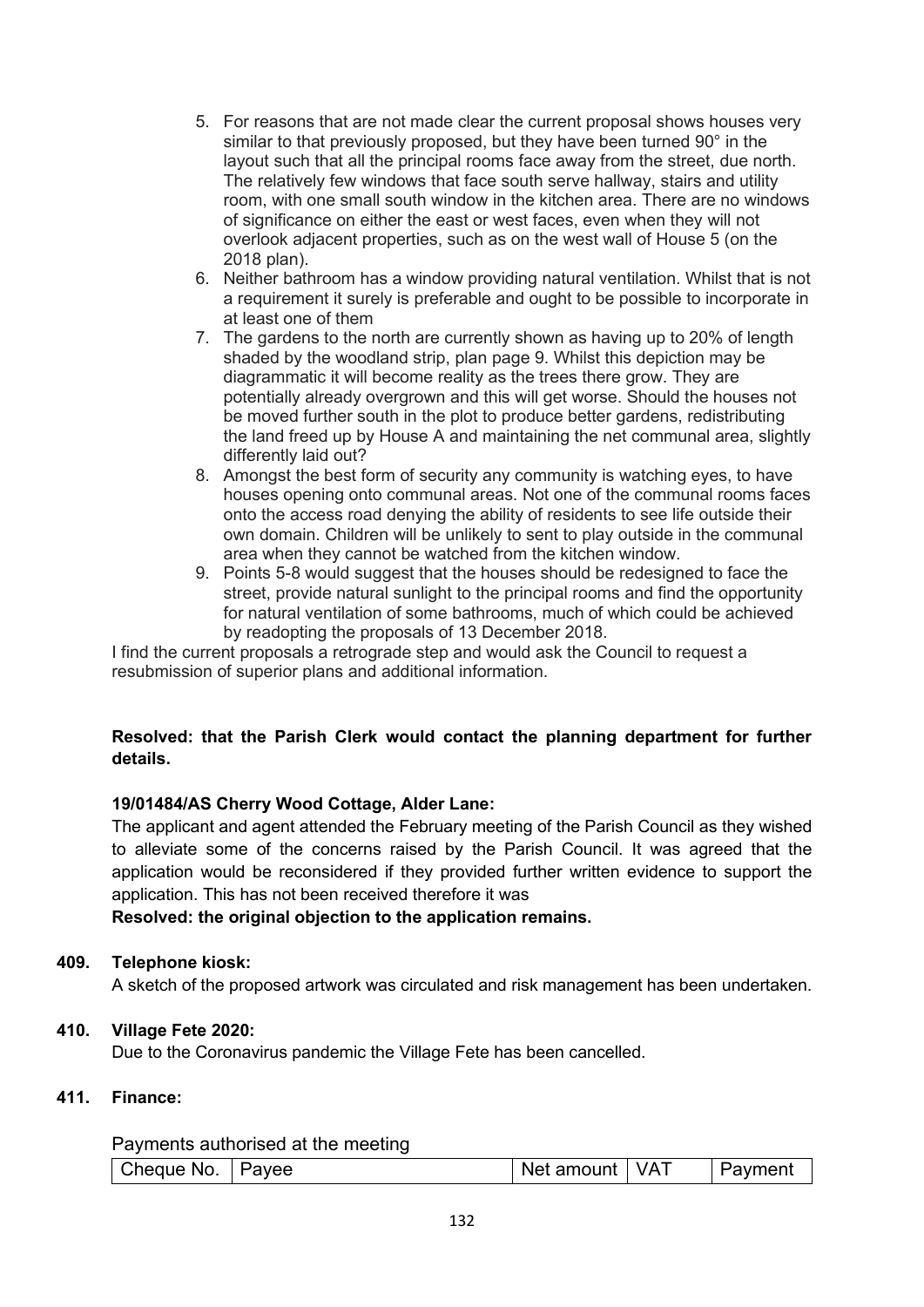5. For reasons that are not made clear the current proposal shows houses very similar to that previously proposed, but they have been turned 90° in the layout such that all the principal rooms face away from the street, due north. The relatively few windows that face south serve hallway, stairs and utility room, with one small south window in the kitchen area. There are no windows of significance on either the east or west faces, even when they will not overlook adjacent properties, such as on the west wall of House 5 (on the 2018 plan).
6. Neither bathroom has a window providing natural ventilation. Whilst that is not a requirement it surely is preferable and ought to be possible to incorporate in at least one of them
7. The gardens to the north are currently shown as having up to 20% of length shaded by the woodland strip, plan page 9. Whilst this depiction may be diagrammatic it will become reality as the trees there grow. They are potentially already overgrown and this will get worse. Should the houses not be moved further south in the plot to produce better gardens, redistributing the land freed up by House A and maintaining the net communal area, slightly differently laid out?
8. Amongst the best form of security any community is watching eyes, to have houses opening onto communal areas. Not one of the communal rooms faces onto the access road denying the ability of residents to see life outside their own domain. Children will be unlikely to sent to play outside in the communal area when they cannot be watched from the kitchen window.
9. Points 5-8 would suggest that the houses should be redesigned to face the street, provide natural sunlight to the principal rooms and find the opportunity for natural ventilation of some bathrooms, much of which could be achieved by readopting the proposals of 13 December 2018.

I find the current proposals a retrograde step and would ask the Council to request a resubmission of superior plans and additional information.

**Resolved: that the Parish Clerk would contact the planning department for further details.**

**19/01484/AS Cherry Wood Cottage, Alder Lane:**

The applicant and agent attended the February meeting of the Parish Council as they wished to alleviate some of the concerns raised by the Parish Council. It was agreed that the application would be reconsidered if they provided further written evidence to support the application. This has not been received therefore it was

**Resolved: the original objection to the application remains.**

**409. Telephone kiosk:**

A sketch of the proposed artwork was circulated and risk management has been undertaken.

**410. Village Fete 2020:**

Due to the Coronavirus pandemic the Village Fete has been cancelled.

**411. Finance:**

Payments authorised at the meeting

| Cheque No. | Payee | Net amount | VAT | Payment |
|---|---|---|---|---|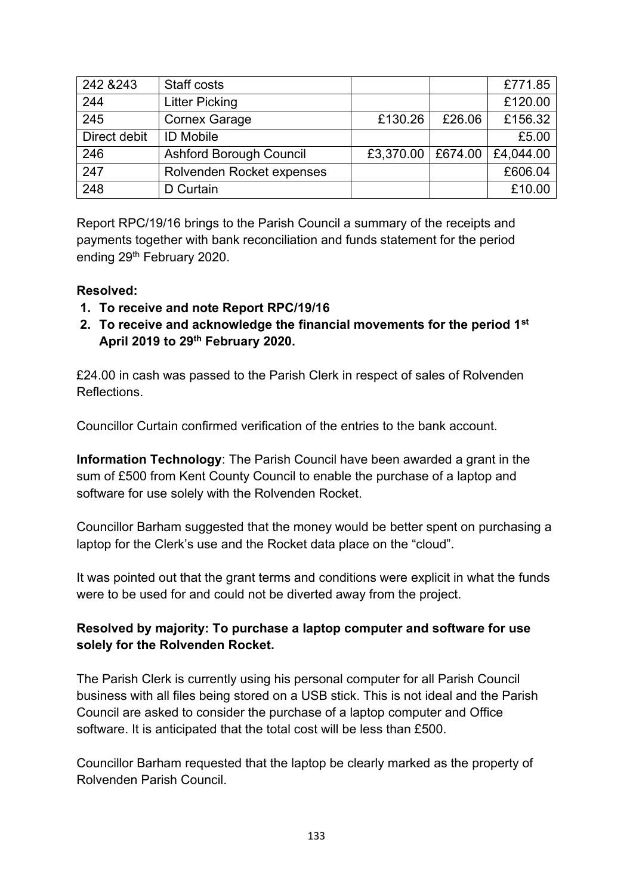| 242 &243 | Staff costs | | | £771.85 |
|---|---|---|---|---|
| 244 | Litter Picking | | | £120.00 |
| 245 | Cornex Garage | £130.26 | £26.06 | £156.32 |
| Direct debit | ID Mobile | | | £5.00 |
| 246 | Ashford Borough Council | £3,370.00 | £674.00 | £4,044.00 |
| 247 | Rolvenden Rocket expenses | | | £606.04 |
| 248 | D Curtain | | | £10.00 |

Report RPC/19/16 brings to the Parish Council a summary of the receipts and payments together with bank reconciliation and funds statement for the period ending 29th February 2020.

**Resolved:**

1. **To receive and note Report RPC/19/16**
2. **To receive and acknowledge the financial movements for the period 1st April 2019 to 29th February 2020.**

£24.00 in cash was passed to the Parish Clerk in respect of sales of Rolvenden Reflections.

Councillor Curtain confirmed verification of the entries to the bank account.

**Information Technology**: The Parish Council have been awarded a grant in the sum of £500 from Kent County Council to enable the purchase of a laptop and software for use solely with the Rolvenden Rocket.

Councillor Barham suggested that the money would be better spent on purchasing a laptop for the Clerk's use and the Rocket data place on the "cloud".

It was pointed out that the grant terms and conditions were explicit in what the funds were to be used for and could not be diverted away from the project.

**Resolved by majority: To purchase a laptop computer and software for use solely for the Rolvenden Rocket.**

The Parish Clerk is currently using his personal computer for all Parish Council business with all files being stored on a USB stick. This is not ideal and the Parish Council are asked to consider the purchase of a laptop computer and Office software. It is anticipated that the total cost will be less than £500.

Councillor Barham requested that the laptop be clearly marked as the property of Rolvenden Parish Council.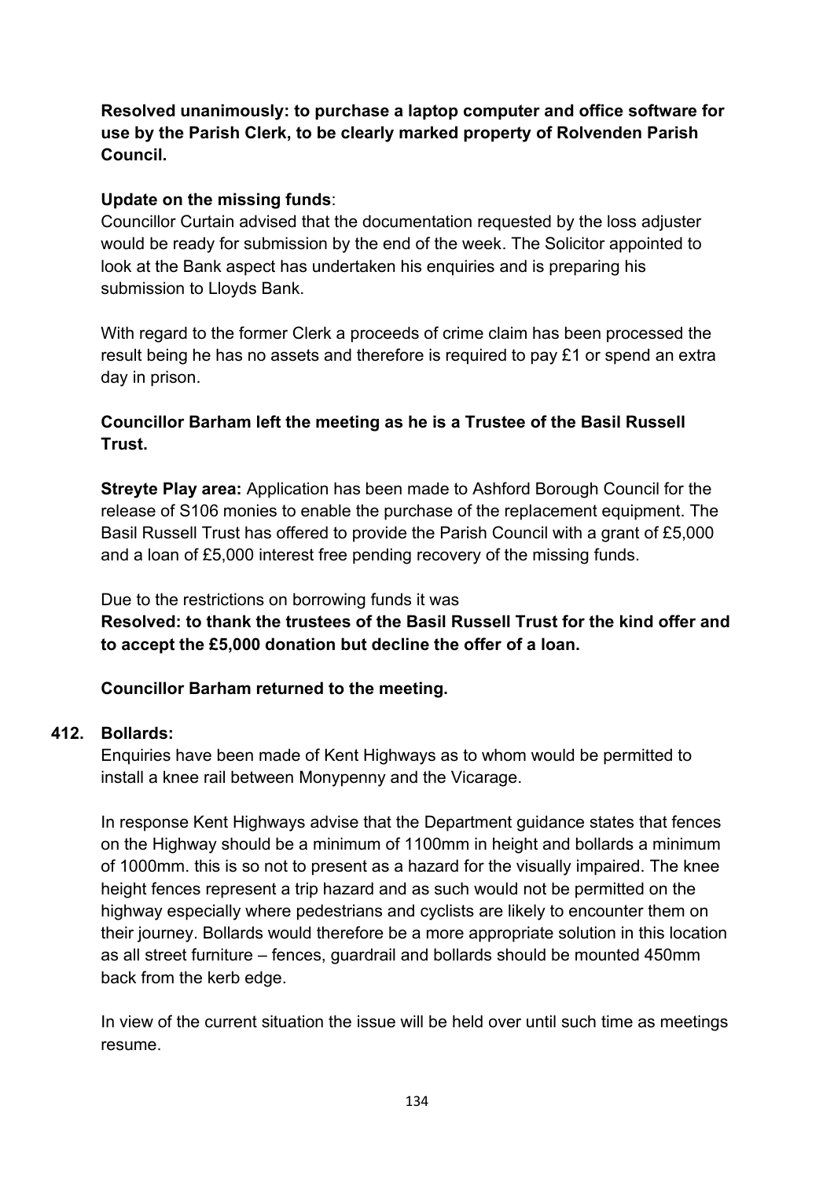**Resolved unanimously: to purchase a laptop computer and office software for use by the Parish Clerk, to be clearly marked property of Rolvenden Parish Council.**

**Update on the missing funds**:
Councillor Curtain advised that the documentation requested by the loss adjuster would be ready for submission by the end of the week. The Solicitor appointed to look at the Bank aspect has undertaken his enquiries and is preparing his submission to Lloyds Bank.

With regard to the former Clerk a proceeds of crime claim has been processed the result being he has no assets and therefore is required to pay £1 or spend an extra day in prison.

**Councillor Barham left the meeting as he is a Trustee of the Basil Russell Trust.**

**Streyte Play area:** Application has been made to Ashford Borough Council for the release of S106 monies to enable the purchase of the replacement equipment. The Basil Russell Trust has offered to provide the Parish Council with a grant of £5,000 and a loan of £5,000 interest free pending recovery of the missing funds.

Due to the restrictions on borrowing funds it was
**Resolved: to thank the trustees of the Basil Russell Trust for the kind offer and to accept the £5,000 donation but decline the offer of a loan.**

**Councillor Barham returned to the meeting.**

**412. Bollards:**

Enquiries have been made of Kent Highways as to whom would be permitted to install a knee rail between Monypenny and the Vicarage.

In response Kent Highways advise that the Department guidance states that fences on the Highway should be a minimum of 1100mm in height and bollards a minimum of 1000mm. this is so not to present as a hazard for the visually impaired. The knee height fences represent a trip hazard and as such would not be permitted on the highway especially where pedestrians and cyclists are likely to encounter them on their journey. Bollards would therefore be a more appropriate solution in this location as all street furniture – fences, guardrail and bollards should be mounted 450mm back from the kerb edge.

In view of the current situation the issue will be held over until such time as meetings resume.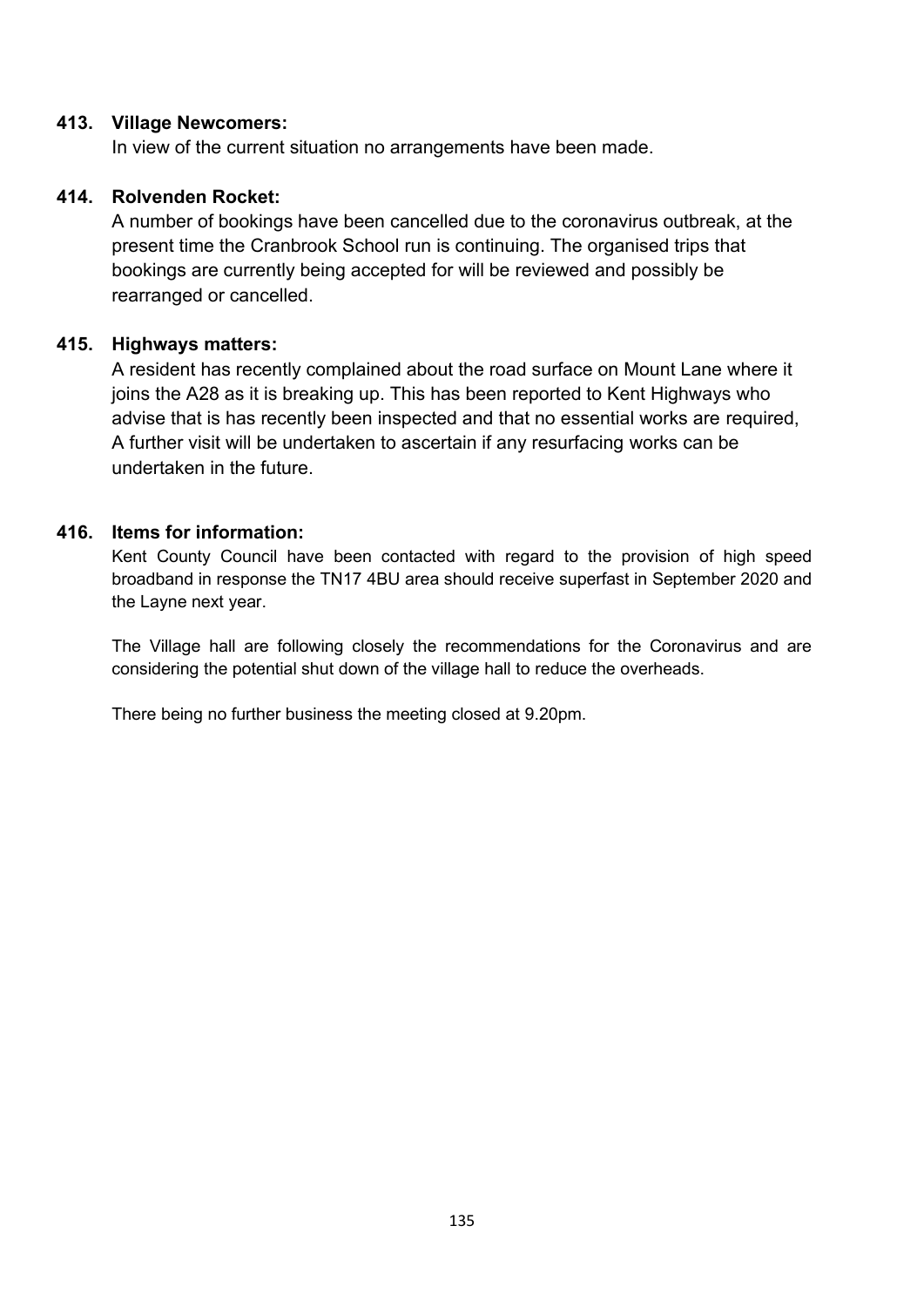**413. Village Newcomers:**

In view of the current situation no arrangements have been made.

**414. Rolvenden Rocket:**

A number of bookings have been cancelled due to the coronavirus outbreak, at the present time the Cranbrook School run is continuing. The organised trips that bookings are currently being accepted for will be reviewed and possibly be rearranged or cancelled.

**415. Highways matters:**

A resident has recently complained about the road surface on Mount Lane where it joins the A28 as it is breaking up. This has been reported to Kent Highways who advise that is has recently been inspected and that no essential works are required, A further visit will be undertaken to ascertain if any resurfacing works can be undertaken in the future.

**416. Items for information:**

Kent County Council have been contacted with regard to the provision of high speed broadband in response the TN17 4BU area should receive superfast in September 2020 and the Layne next year.

The Village hall are following closely the recommendations for the Coronavirus and are considering the potential shut down of the village hall to reduce the overheads.

There being no further business the meeting closed at 9.20pm.